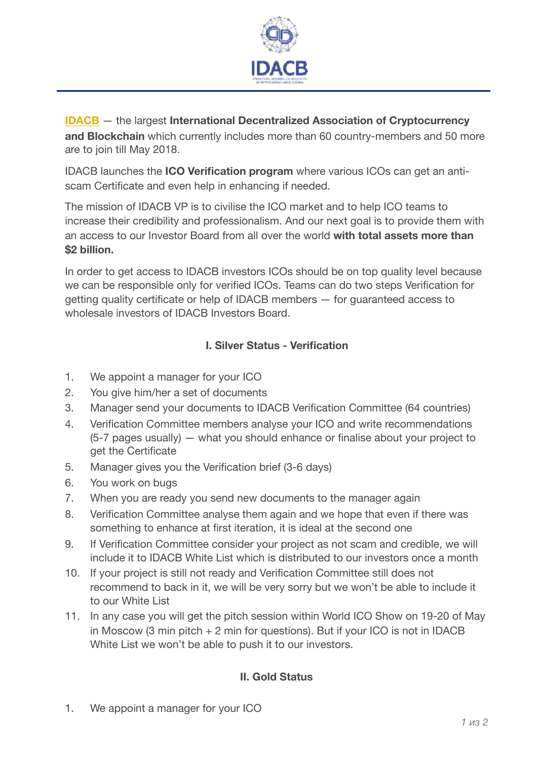**IDACB** — the largest **International Decentralized Association of Cryptocurrency and Blockchain** which currently includes more than 60 country-members and 50 more are to join till May 2018.

IDACB launches the **ICO Verification program** where various ICOs can get an anti-scam Certificate and even help in enhancing if needed.

The mission of IDACB VP is to civilise the ICO market and to help ICO teams to increase their credibility and professionalism. And our next goal is to provide them with an access to our Investor Board from all over the world **with total assets more than $2 billion.**

In order to get access to IDACB investors ICOs should be on top quality level because we can be responsible only for verified ICOs. Teams can do two steps Verification for getting quality certificate or help of IDACB members — for guaranteed access to wholesale investors of IDACB Investors Board.

### I. Silver Status - Verification

1. We appoint a manager for your ICO
2. You give him/her a set of documents
3. Manager send your documents to IDACB Verification Committee (64 countries)
4. Verification Committee members analyse your ICO and write recommendations (5-7 pages usually) — what you should enhance or finalise about your project to get the Certificate
5. Manager gives you the Verification brief (3-6 days)
6. You work on bugs
7. When you are ready you send new documents to the manager again
8. Verification Committee analyse them again and we hope that even if there was something to enhance at first iteration, it is ideal at the second one
9. If Verification Committee consider your project as not scam and credible, we will include it to IDACB White List which is distributed to our investors once a month
10. If your project is still not ready and Verification Committee still does not recommend to back in it, we will be very sorry but we won't be able to include it to our White List
11. In any case you will get the pitch session within World ICO Show on 19-20 of May in Moscow (3 min pitch + 2 min for questions). But if your ICO is not in IDACB White List we won't be able to push it to our investors.

### II. Gold Status

1. We appoint a manager for your ICO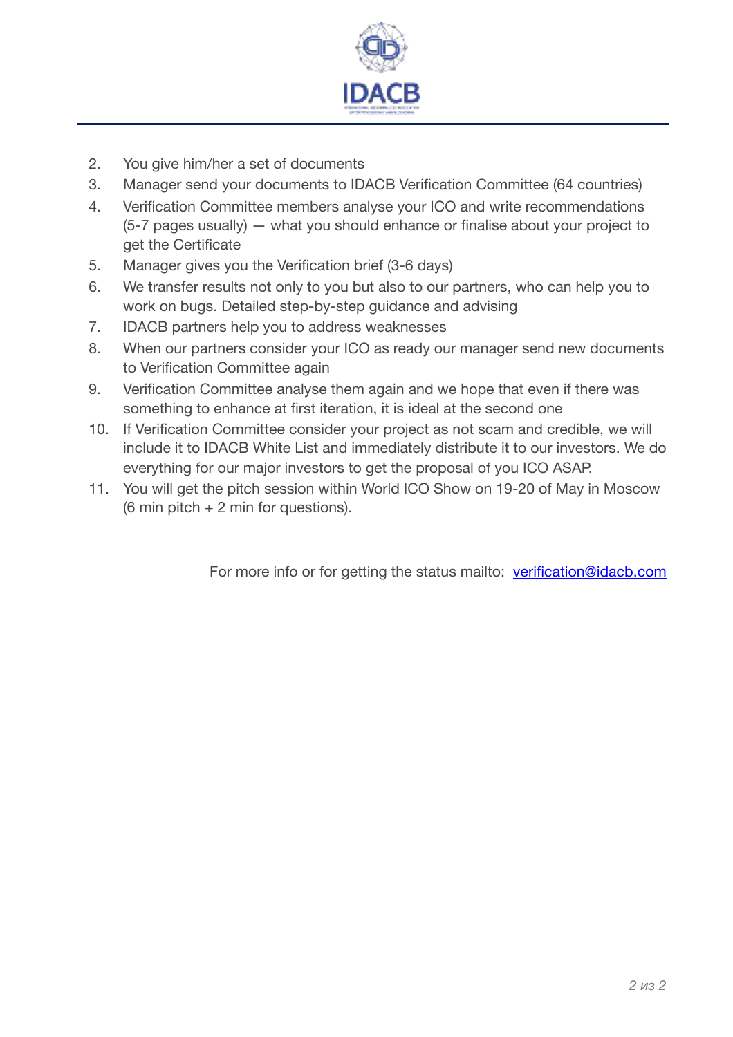2. You give him/her a set of documents
3. Manager send your documents to IDACB Verification Committee (64 countries)
4. Verification Committee members analyse your ICO and write recommendations (5-7 pages usually) — what you should enhance or finalise about your project to get the Certificate
5. Manager gives you the Verification brief (3-6 days)
6. We transfer results not only to you but also to our partners, who can help you to work on bugs. Detailed step-by-step guidance and advising
7. IDACB partners help you to address weaknesses
8. When our partners consider your ICO as ready our manager send new documents to Verification Committee again
9. Verification Committee analyse them again and we hope that even if there was something to enhance at first iteration, it is ideal at the second one
10. If Verification Committee consider your project as not scam and credible, we will include it to IDACB White List and immediately distribute it to our investors. We do everything for our major investors to get the proposal of you ICO ASAP.
11. You will get the pitch session within World ICO Show on 19-20 of May in Moscow (6 min pitch + 2 min for questions).

For more info or for getting the status mailto: verification@idacb.com